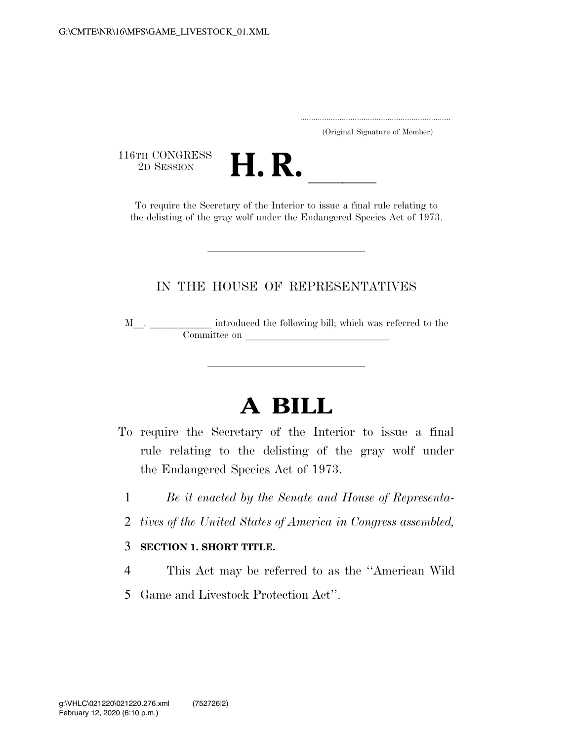.....................................................................
(Original Signature of Member)

116TH CONGRESS
2D SESSION

# H. R. \_\_\_\_\_

To require the Secretary of the Interior to issue a final rule relating to the delisting of the gray wolf under the Endangered Species Act of 1973.

---

IN THE HOUSE OF REPRESENTATIVES

M\_\_. \_\_\_\_\_\_\_\_\_\_\_\_ introduced the following bill; which was referred to the Committee on \_\_\_\_\_\_\_\_\_\_\_\_\_\_\_\_\_\_\_\_\_\_\_\_\_\_\_\_\_\_

---

# A BILL

To require the Secretary of the Interior to issue a final rule relating to the delisting of the gray wolf under the Endangered Species Act of 1973.

1 *Be it enacted by the Senate and House of Representa-*
2 *tives of the United States of America in Congress assembled,*

3 **SECTION 1. SHORT TITLE.**

4 This Act may be referred to as the ''American Wild
5 Game and Livestock Protection Act''.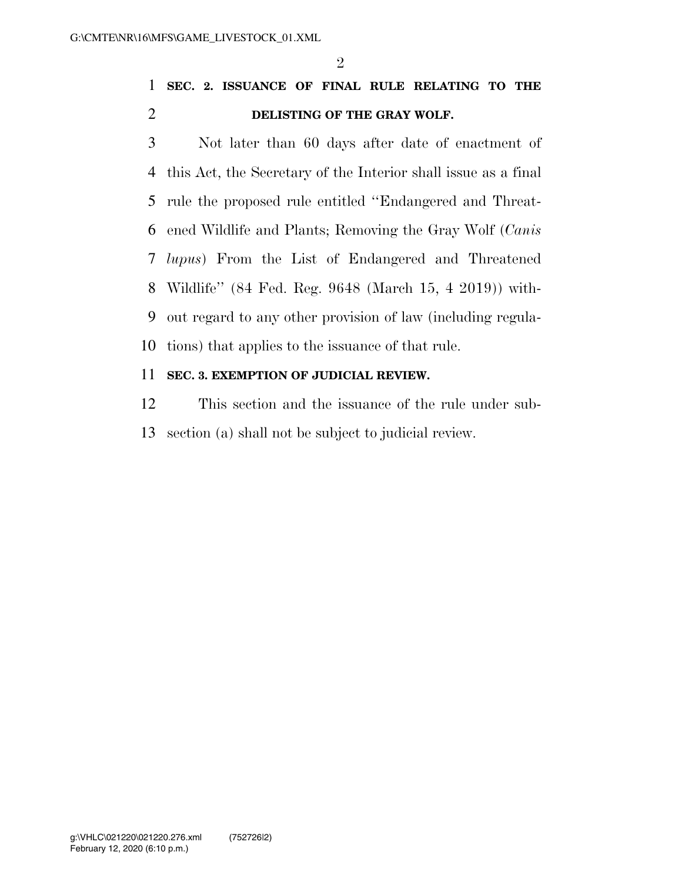## SEC. 2. ISSUANCE OF FINAL RULE RELATING TO THE DELISTING OF THE GRAY WOLF.

Not later than 60 days after date of enactment of this Act, the Secretary of the Interior shall issue as a final rule the proposed rule entitled ''Endangered and Threatened Wildlife and Plants; Removing the Gray Wolf (*Canis lupus*) From the List of Endangered and Threatened Wildlife'' (84 Fed. Reg. 9648 (March 15, 4 2019)) without regard to any other provision of law (including regulations) that applies to the issuance of that rule.

## SEC. 3. EXEMPTION OF JUDICIAL REVIEW.

This section and the issuance of the rule under subsection (a) shall not be subject to judicial review.